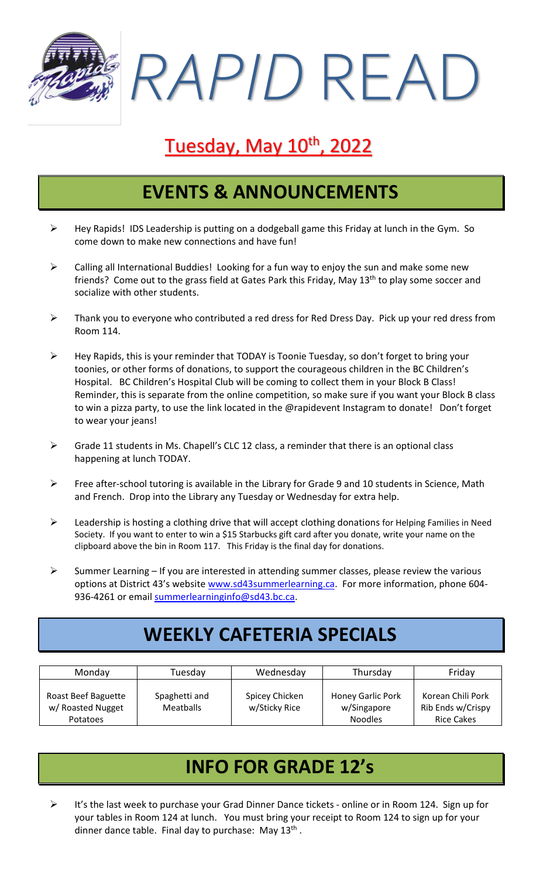# RAPID READ

## Tuesday, May 10th, 2022

## EVENTS & ANNOUNCEMENTS

- Hey Rapids! IDS Leadership is putting on a dodgeball game this Friday at lunch in the Gym. So come down to make new connections and have fun!
- Calling all International Buddies! Looking for a fun way to enjoy the sun and make some new friends? Come out to the grass field at Gates Park this Friday, May 13th to play some soccer and socialize with other students.
- Thank you to everyone who contributed a red dress for Red Dress Day. Pick up your red dress from Room 114.
- Hey Rapids, this is your reminder that TODAY is Toonie Tuesday, so don't forget to bring your toonies, or other forms of donations, to support the courageous children in the BC Children's Hospital. BC Children's Hospital Club will be coming to collect them in your Block B Class! Reminder, this is separate from the online competition, so make sure if you want your Block B class to win a pizza party, to use the link located in the @rapidevent Instagram to donate! Don't forget to wear your jeans!
- Grade 11 students in Ms. Chapell's CLC 12 class, a reminder that there is an optional class happening at lunch TODAY.
- Free after-school tutoring is available in the Library for Grade 9 and 10 students in Science, Math and French. Drop into the Library any Tuesday or Wednesday for extra help.
- Leadership is hosting a clothing drive that will accept clothing donations for Helping Families in Need Society. If you want to enter to win a $15 Starbucks gift card after you donate, write your name on the clipboard above the bin in Room 117. This Friday is the final day for donations.
- Summer Learning – If you are interested in attending summer classes, please review the various options at District 43's website www.sd43summerlearning.ca. For more information, phone 604-936-4261 or email summerlearninginfo@sd43.bc.ca.

## WEEKLY CAFETERIA SPECIALS

| Monday | Tuesday | Wednesday | Thursday | Friday |
|---|---|---|---|---|
| Roast Beef Baguette w/ Roasted Nugget Potatoes | Spaghetti and Meatballs | Spicey Chicken w/Sticky Rice | Honey Garlic Pork w/Singapore Noodles | Korean Chili Pork Rib Ends w/Crispy Rice Cakes |

## INFO FOR GRADE 12's

- It's the last week to purchase your Grad Dinner Dance tickets - online or in Room 124. Sign up for your tables in Room 124 at lunch. You must bring your receipt to Room 124 to sign up for your dinner dance table. Final day to purchase: May 13th .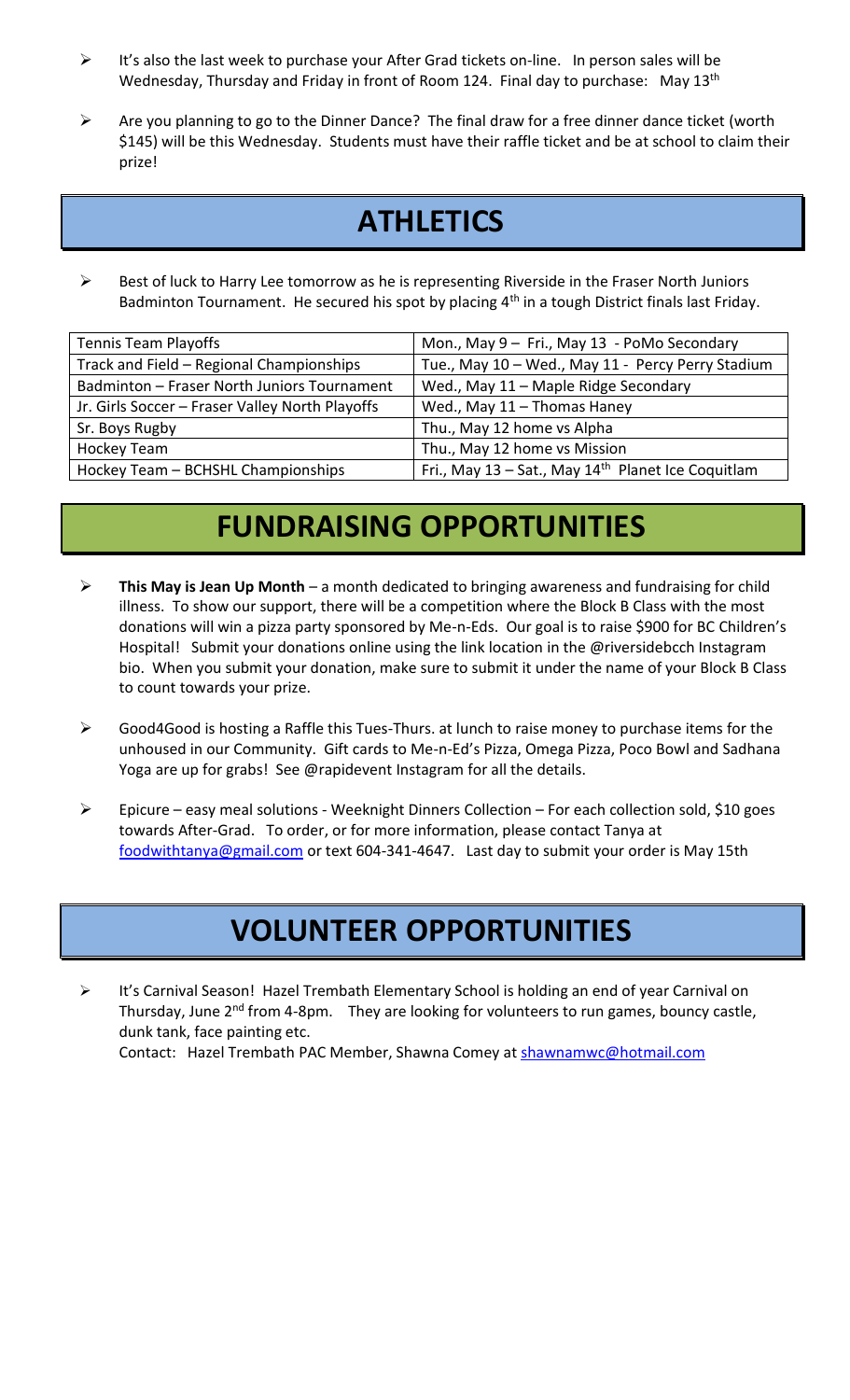- It's also the last week to purchase your After Grad tickets on-line. In person sales will be Wednesday, Thursday and Friday in front of Room 124. Final day to purchase: May 13th
- Are you planning to go to the Dinner Dance? The final draw for a free dinner dance ticket (worth $145) will be this Wednesday. Students must have their raffle ticket and be at school to claim their prize!

# ATHLETICS

- Best of luck to Harry Lee tomorrow as he is representing Riverside in the Fraser North Juniors Badminton Tournament. He secured his spot by placing 4th in a tough District finals last Friday.

| | |
|---|---|
| Tennis Team Playoffs | Mon., May 9 – Fri., May 13 - PoMo Secondary |
| Track and Field – Regional Championships | Tue., May 10 – Wed., May 11 - Percy Perry Stadium |
| Badminton – Fraser North Juniors Tournament | Wed., May 11 – Maple Ridge Secondary |
| Jr. Girls Soccer – Fraser Valley North Playoffs | Wed., May 11 – Thomas Haney |
| Sr. Boys Rugby | Thu., May 12 home vs Alpha |
| Hockey Team | Thu., May 12 home vs Mission |
| Hockey Team – BCHSHL Championships | Fri., May 13 – Sat., May 14th Planet Ice Coquitlam |

# FUNDRAISING OPPORTUNITIES

- **This May is Jean Up Month** – a month dedicated to bringing awareness and fundraising for child illness. To show our support, there will be a competition where the Block B Class with the most donations will win a pizza party sponsored by Me-n-Eds. Our goal is to raise $900 for BC Children's Hospital! Submit your donations online using the link location in the @riversidebcch Instagram bio. When you submit your donation, make sure to submit it under the name of your Block B Class to count towards your prize.
- Good4Good is hosting a Raffle this Tues-Thurs. at lunch to raise money to purchase items for the unhoused in our Community. Gift cards to Me-n-Ed's Pizza, Omega Pizza, Poco Bowl and Sadhana Yoga are up for grabs! See @rapidevent Instagram for all the details.
- Epicure – easy meal solutions - Weeknight Dinners Collection – For each collection sold, $10 goes towards After-Grad. To order, or for more information, please contact Tanya at foodwithtanya@gmail.com or text 604-341-4647. Last day to submit your order is May 15th

# VOLUNTEER OPPORTUNITIES

- It's Carnival Season! Hazel Trembath Elementary School is holding an end of year Carnival on Thursday, June 2nd from 4-8pm. They are looking for volunteers to run games, bouncy castle, dunk tank, face painting etc.
  Contact: Hazel Trembath PAC Member, Shawna Comey at shawnamwc@hotmail.com